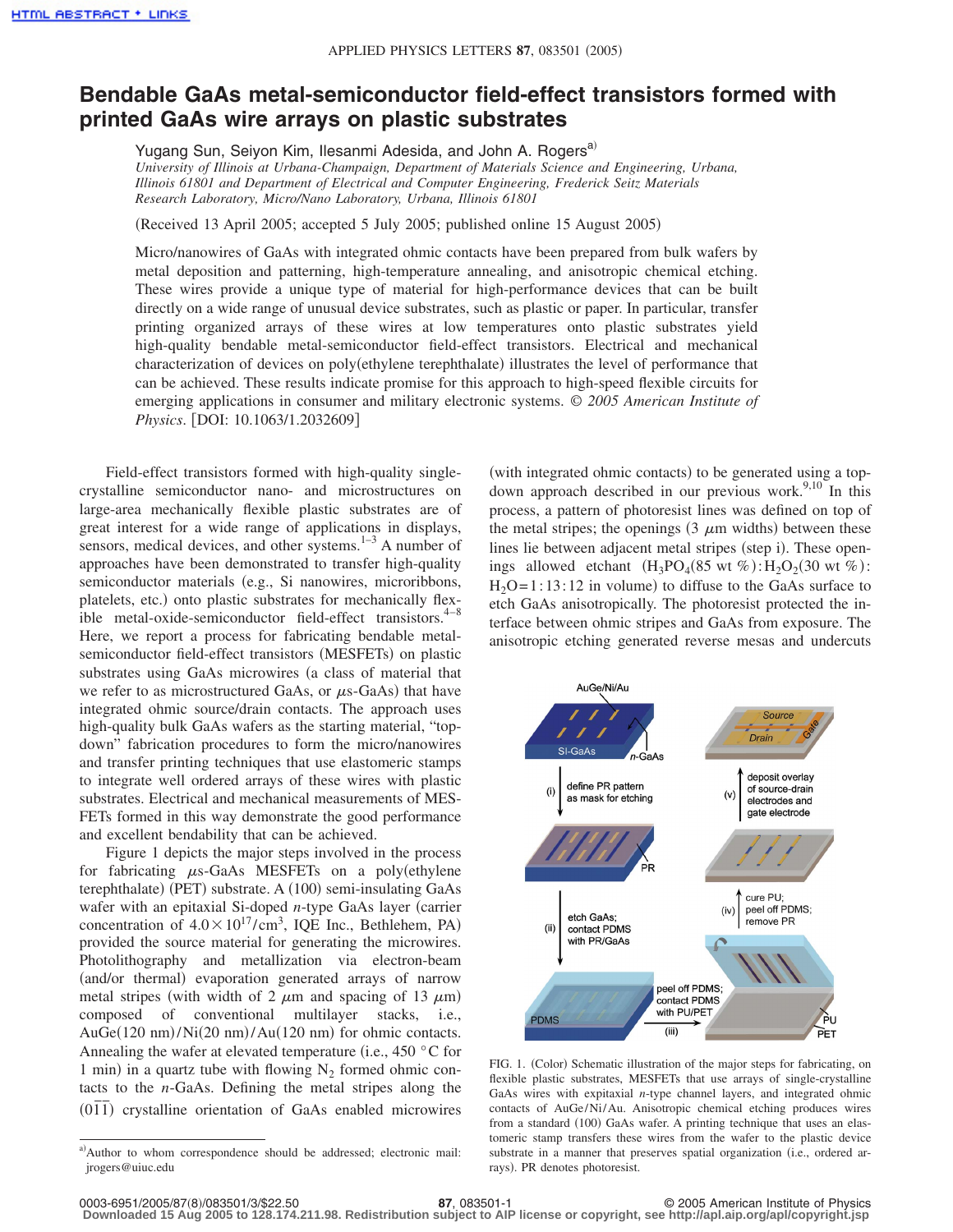# Bendable GaAs metal-semiconductor field-effect transistors formed with printed GaAs wire arrays on plastic substrates

Yugang Sun, Seiyon Kim, Ilesanmi Adesida, and John A. Rogers[a]

*University of Illinois at Urbana-Champaign, Department of Materials Science and Engineering, Urbana, Illinois 61801 and Department of Electrical and Computer Engineering, Frederick Seitz Materials Research Laboratory, Micro/Nano Laboratory, Urbana, Illinois 61801*

(Received 13 April 2005; accepted 5 July 2005; published online 15 August 2005)

Micro/nanowires of GaAs with integrated ohmic contacts have been prepared from bulk wafers by metal deposition and patterning, high-temperature annealing, and anisotropic chemical etching. These wires provide a unique type of material for high-performance devices that can be built directly on a wide range of unusual device substrates, such as plastic or paper. In particular, transfer printing organized arrays of these wires at low temperatures onto plastic substrates yield high-quality bendable metal-semiconductor field-effect transistors. Electrical and mechanical characterization of devices on poly(ethylene terephthalate) illustrates the level of performance that can be achieved. These results indicate promise for this approach to high-speed flexible circuits for emerging applications in consumer and military electronic systems. © *2005 American Institute of Physics*. [DOI: 10.1063/1.2032609]

Field-effect transistors formed with high-quality single-crystalline semiconductor nano- and microstructures on large-area mechanically flexible plastic substrates are of great interest for a wide range of applications in displays, sensors, medical devices, and other systems.[1–3] A number of approaches have been demonstrated to transfer high-quality semiconductor materials (e.g., Si nanowires, microribbons, platelets, etc.) onto plastic substrates for mechanically flexible metal-oxide-semiconductor field-effect transistors.[4–8] Here, we report a process for fabricating bendable metal-semiconductor field-effect transistors (MESFETs) on plastic substrates using GaAs microwires (a class of material that we refer to as microstructured GaAs, or $\mu$s-GaAs) that have integrated ohmic source/drain contacts. The approach uses high-quality bulk GaAs wafers as the starting material, "top-down" fabrication procedures to form the micro/nanowires and transfer printing techniques that use elastomeric stamps to integrate well ordered arrays of these wires with plastic substrates. Electrical and mechanical measurements of MESFETs formed in this way demonstrate the good performance and excellent bendability that can be achieved.

Figure 1 depicts the major steps involved in the process for fabricating $\mu$s-GaAs MESFETs on a poly(ethylene terephthalate) (PET) substrate. A (100) semi-insulating GaAs wafer with an epitaxial Si-doped *n*-type GaAs layer (carrier concentration of $4.0 \times 10^{17}/\text{cm}^3$, IQE Inc., Bethlehem, PA) provided the source material for generating the microwires. Photolithography and metallization via electron-beam (and/or thermal) evaporation generated arrays of narrow metal stripes (with width of 2 $\mu$m and spacing of 13 $\mu$m) composed of conventional multilayer stacks, i.e., AuGe(120 nm)/Ni(20 nm)/Au(120 nm) for ohmic contacts. Annealing the wafer at elevated temperature (i.e., 450 °C for 1 min) in a quartz tube with flowing $N_2$ formed ohmic contacts to the *n*-GaAs. Defining the metal stripes along the $(0\bar{1}\bar{1})$ crystalline orientation of GaAs enabled microwires (with integrated ohmic contacts) to be generated using a top-down approach described in our previous work.[9,10] In this process, a pattern of photoresist lines was defined on top of the metal stripes; the openings (3 $\mu$m widths) between these lines lie between adjacent metal stripes (step i). These openings allowed etchant ($H_3PO_4$(85 wt %):$H_2O_2$(30 wt %):$H_2O$=1:13:12 in volume) to diffuse to the GaAs surface to etch GaAs anisotropically. The photoresist protected the interface between ohmic stripes and GaAs from exposure. The anisotropic etching generated reverse mesas and undercuts

FIG. 1. (Color) Schematic illustration of the major steps for fabricating, on flexible plastic substrates, MESFETs that use arrays of single-crystalline GaAs wires with expitaxial *n*-type channel layers, and integrated ohmic contacts of AuGe/Ni/Au. Anisotropic chemical etching produces wires from a standard (100) GaAs wafer. A printing technique that uses an elastomeric stamp transfers these wires from the wafer to the plastic device substrate in a manner that preserves spatial organization (i.e., ordered arrays). PR denotes photoresist.

[a]Author to whom correspondence should be addressed; electronic mail: jrogers@uiuc.edu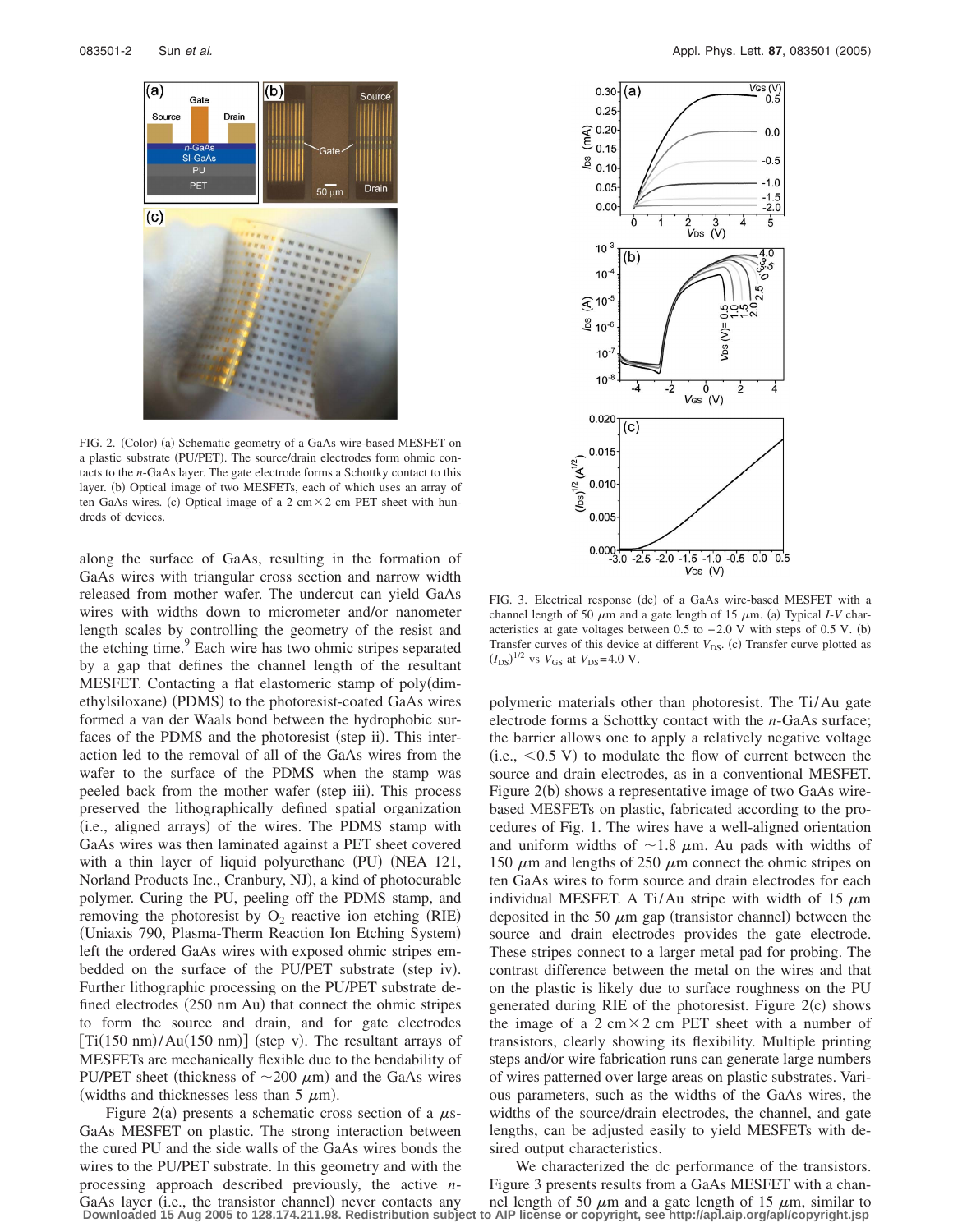FIG. 2. (Color) (a) Schematic geometry of a GaAs wire-based MESFET on a plastic substrate (PU/PET). The source/drain electrodes form ohmic contacts to the *n*-GaAs layer. The gate electrode forms a Schottky contact to this layer. (b) Optical image of two MESFETs, each of which uses an array of ten GaAs wires. (c) Optical image of a 2 cm×2 cm PET sheet with hundreds of devices.

along the surface of GaAs, resulting in the formation of GaAs wires with triangular cross section and narrow width released from mother wafer. The undercut can yield GaAs wires with widths down to micrometer and/or nanometer length scales by controlling the geometry of the resist and the etching time.[9] Each wire has two ohmic stripes separated by a gap that defines the channel length of the resultant MESFET. Contacting a flat elastomeric stamp of poly(dimethylsiloxane) (PDMS) to the photoresist-coated GaAs wires formed a van der Waals bond between the hydrophobic surfaces of the PDMS and the photoresist (step ii). This interaction led to the removal of all of the GaAs wires from the wafer to the surface of the PDMS when the stamp was peeled back from the mother wafer (step iii). This process preserved the lithographically defined spatial organization (i.e., aligned arrays) of the wires. The PDMS stamp with GaAs wires was then laminated against a PET sheet covered with a thin layer of liquid polyurethane (PU) (NEA 121, Norland Products Inc., Cranbury, NJ), a kind of photocurable polymer. Curing the PU, peeling off the PDMS stamp, and removing the photoresist by $O_2$ reactive ion etching (RIE) (Uniaxis 790, Plasma-Therm Reaction Ion Etching System) left the ordered GaAs wires with exposed ohmic stripes embedded on the surface of the PU/PET substrate (step iv). Further lithographic processing on the PU/PET substrate defined electrodes (250 nm Au) that connect the ohmic stripes to form the source and drain, and for gate electrodes [Ti(150 nm)/Au(150 nm)] (step v). The resultant arrays of MESFETs are mechanically flexible due to the bendability of PU/PET sheet (thickness of ~200 $\mu$m) and the GaAs wires (widths and thicknesses less than 5 $\mu$m).

Figure 2(a) presents a schematic cross section of a $\mu$s-GaAs MESFET on plastic. The strong interaction between the cured PU and the side walls of the GaAs wires bonds the wires to the PU/PET substrate. In this geometry and with the processing approach described previously, the active *n*-GaAs layer (i.e., the transistor channel) never contacts any polymeric materials other than photoresist. The Ti/Au gate electrode forms a Schottky contact with the *n*-GaAs surface; the barrier allows one to apply a relatively negative voltage (i.e., <0.5 V) to modulate the flow of current between the source and drain electrodes, as in a conventional MESFET. Figure 2(b) shows a representative image of two GaAs wire-based MESFETs on plastic, fabricated according to the procedures of Fig. 1. The wires have a well-aligned orientation and uniform widths of ~1.8 $\mu$m. Au pads with widths of 150 $\mu$m and lengths of 250 $\mu$m connect the ohmic stripes on ten GaAs wires to form source and drain electrodes for each individual MESFET. A Ti/Au stripe with width of 15 $\mu$m deposited in the 50 $\mu$m gap (transistor channel) between the source and drain electrodes provides the gate electrode. These stripes connect to a larger metal pad for probing. The contrast difference between the metal on the wires and that on the plastic is likely due to surface roughness on the PU generated during RIE of the photoresist. Figure 2(c) shows the image of a 2 cm×2 cm PET sheet with a number of transistors, clearly showing its flexibility. Multiple printing steps and/or wire fabrication runs can generate large numbers of wires patterned over large areas on plastic substrates. Various parameters, such as the widths of the GaAs wires, the widths of the source/drain electrodes, the channel, and gate lengths, can be adjusted easily to yield MESFETs with desired output characteristics.

FIG. 3. Electrical response (dc) of a GaAs wire-based MESFET with a channel length of 50 $\mu$m and a gate length of 15 $\mu$m. (a) Typical *I*-*V* characteristics at gate voltages between 0.5 to −2.0 V with steps of 0.5 V. (b) Transfer curves of this device at different $V_{DS}$. (c) Transfer curve plotted as $(I_{DS})^{1/2}$ vs $V_{GS}$ at $V_{DS}$=4.0 V.

We characterized the dc performance of the transistors. Figure 3 presents results from a GaAs MESFET with a channel length of 50 $\mu$m and a gate length of 15 $\mu$m, similar to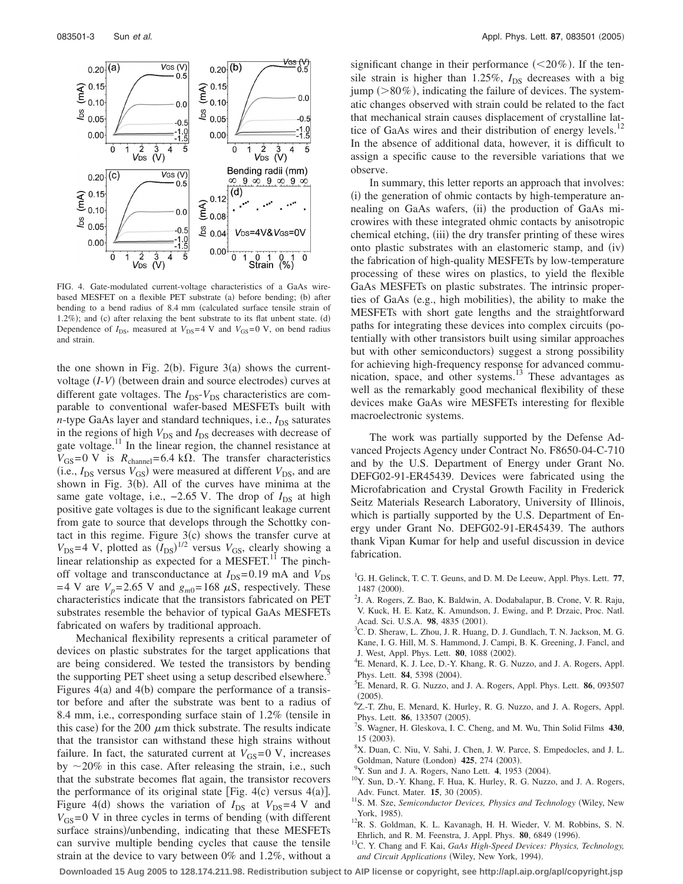(a)

$V_{GS}$ (V)

0.20

0.15

0.10

0.05

0.00

$I_{DS}$ (mA)

0.5

0.0

-0.5

-1.0

-1.5

0 1 2 3 4 5

$V_{DS}$ (V)

(b)

$V_{GS}$ (V)

0.20

0.15

0.10

0.05

0.00

$I_{DS}$ (mA)

0.5

0.0

-0.5

-1.0

-1.5

0 1 2 3 4 5

$V_{DS}$ (V)

(c)

$V_{GS}$ (V)

0.20

0.15

0.10

0.05

0.00

$I_{DS}$ (mA)

0.5

0.0

-0.5

-1.0

-1.5

0 1 2 3 4 5

$V_{DS}$ (V)

Bending radii (mm)

∞ 9 ∞ 9 ∞ 9 ∞

(d)

0.12

0.08

0.04

0.00

$I_{DS}$ (mA)

$V_{DS}$=4V&$V_{GS}$=0V

0 1 0 1 0 1 0

Strain (%)

FIG. 4. Gate-modulated current-voltage characteristics of a GaAs wire-based MESFET on a flexible PET substrate (a) before bending; (b) after bending to a bend radius of 8.4 mm (calculated surface tensile strain of 1.2%); and (c) after relaxing the bent substrate to its flat unbent state. (d) Dependence of $I_{DS}$, measured at $V_{DS}=4$ V and $V_{GS}=0$ V, on bend radius and strain.

the one shown in Fig. 2(b). Figure 3(a) shows the current-voltage (*I*-*V*) (between drain and source electrodes) curves at different gate voltages. The $I_{DS}$-$V_{DS}$ characteristics are comparable to conventional wafer-based MESFETs built with *n*-type GaAs layer and standard techniques, i.e., $I_{DS}$ saturates in the regions of high $V_{DS}$ and $I_{DS}$ decreases with decrease of gate voltage.[11] In the linear region, the channel resistance at $V_{GS}=0$ V is $R_{\text{channel}}=6.4$ kΩ. The transfer characteristics (i.e., $I_{DS}$ versus $V_{GS}$) were measured at different $V_{DS}$, and are shown in Fig. 3(b). All of the curves have minima at the same gate voltage, i.e., −2.65 V. The drop of $I_{DS}$ at high positive gate voltages is due to the significant leakage current from gate to source that develops through the Schottky contact in this regime. Figure 3(c) shows the transfer curve at $V_{DS}=4$ V, plotted as $(I_{DS})^{1/2}$ versus $V_{GS}$, clearly showing a linear relationship as expected for a MESFET.[11] The pinch-off voltage and transconductance at $I_{DS}=0.19$ mA and $V_{DS}=4$ V are $V_p=2.65$ V and $g_{m0}=168$ μS, respectively. These characteristics indicate that the transistors fabricated on PET substrates resemble the behavior of typical GaAs MESFETs fabricated on wafers by traditional approach.

Mechanical flexibility represents a critical parameter of devices on plastic substrates for the target applications that are being considered. We tested the transistors by bending the supporting PET sheet using a setup described elsewhere.[5] Figures 4(a) and 4(b) compare the performance of a transistor before and after the substrate was bent to a radius of 8.4 mm, i.e., corresponding surface stain of 1.2% (tensile in this case) for the 200 μm thick substrate. The results indicate that the transistor can withstand these high strains without failure. In fact, the saturated current at $V_{GS}=0$ V, increases by ~20% in this case. After releasing the strain, i.e., such that the substrate becomes flat again, the transistor recovers the performance of its original state [Fig. 4(c) versus 4(a)]. Figure 4(d) shows the variation of $I_{DS}$ at $V_{DS}=4$ V and $V_{GS}=0$ V in three cycles in terms of bending (with different surface strains)/unbending, indicating that these MESFETs can survive multiple bending cycles that cause the tensile strain at the device to vary between 0% and 1.2%, without a significant change in their performance (<20%). If the tensile strain is higher than 1.25%, $I_{DS}$ decreases with a big jump (>80%), indicating the failure of devices. The systematic changes observed with strain could be related to the fact that mechanical strain causes displacement of crystalline lattice of GaAs wires and their distribution of energy levels.[12] In the absence of additional data, however, it is difficult to assign a specific cause to the reversible variations that we observe.

In summary, this letter reports an approach that involves: (i) the generation of ohmic contacts by high-temperature annealing on GaAs wafers, (ii) the production of GaAs microwires with these integrated ohmic contacts by anisotropic chemical etching, (iii) the dry transfer printing of these wires onto plastic substrates with an elastomeric stamp, and (iv) the fabrication of high-quality MESFETs by low-temperature processing of these wires on plastics, to yield the flexible GaAs MESFETs on plastic substrates. The intrinsic properties of GaAs (e.g., high mobilities), the ability to make the MESFETs with short gate lengths and the straightforward paths for integrating these devices into complex circuits (potentially with other transistors built using similar approaches but with other semiconductors) suggest a strong possibility for achieving high-frequency response for advanced communication, space, and other systems.[13] These advantages as well as the remarkably good mechanical flexibility of these devices make GaAs wire MESFETs interesting for flexible macroelectronic systems.

The work was partially supported by the Defense Advanced Projects Agency under Contract No. F8650-04-C-710 and by the U.S. Department of Energy under Grant No. DEFG02-91-ER45439. Devices were fabricated using the Microfabrication and Crystal Growth Facility in Frederick Seitz Materials Research Laboratory, University of Illinois, which is partially supported by the U.S. Department of Energy under Grant No. DEFG02-91-ER45439. The authors thank Vipan Kumar for help and useful discussion in device fabrication.

[1] G. H. Gelinck, T. C. T. Geuns, and D. M. De Leeuw, Appl. Phys. Lett. **77**, 1487 (2000).

[2] J. A. Rogers, Z. Bao, K. Baldwin, A. Dodabalapur, B. Crone, V. R. Raju, V. Kuck, H. E. Katz, K. Amundson, J. Ewing, and P. Drzaic, Proc. Natl. Acad. Sci. U.S.A. **98**, 4835 (2001).

[3] C. D. Sheraw, L. Zhou, J. R. Huang, D. J. Gundlach, T. N. Jackson, M. G. Kane, I. G. Hill, M. S. Hammond, J. Campi, B. K. Greening, J. Fancl, and J. West, Appl. Phys. Lett. **80**, 1088 (2002).

[4] E. Menard, K. J. Lee, D.-Y. Khang, R. G. Nuzzo, and J. A. Rogers, Appl. Phys. Lett. **84**, 5398 (2004).

[5] E. Menard, R. G. Nuzzo, and J. A. Rogers, Appl. Phys. Lett. **86**, 093507 (2005).

[6] Z.-T. Zhu, E. Menard, K. Hurley, R. G. Nuzzo, and J. A. Rogers, Appl. Phys. Lett. **86**, 133507 (2005).

[7] S. Wagner, H. Gleskova, I. C. Cheng, and M. Wu, Thin Solid Films **430**, 15 (2003).

[8] X. Duan, C. Niu, V. Sahi, J. Chen, J. W. Parce, S. Empedocles, and J. L. Goldman, Nature (London) **425**, 274 (2003).

[9] Y. Sun and J. A. Rogers, Nano Lett. **4**, 1953 (2004).

[10] Y. Sun, D.-Y. Khang, F. Hua, K. Hurley, R. G. Nuzzo, and J. A. Rogers, Adv. Funct. Mater. **15**, 30 (2005).

[11] S. M. Sze, *Semiconductor Devices, Physics and Technology* (Wiley, New York, 1985).

[12] R. S. Goldman, K. L. Kavanagh, H. H. Wieder, V. M. Robbins, S. N. Ehrlich, and R. M. Feenstra, J. Appl. Phys. **80**, 6849 (1996).

[13] C. Y. Chang and F. Kai, *GaAs High-Speed Devices: Physics, Technology, and Circuit Applications* (Wiley, New York, 1994).